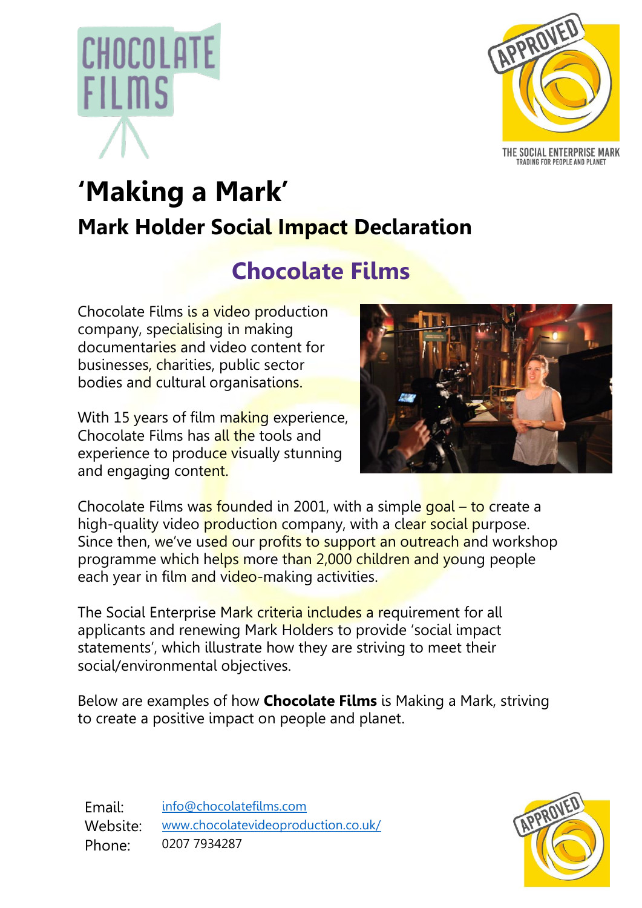# 'Making a Mark'

## Mark Holder Social Impact Declaration

## Chocolate Films

Chocolate Films is a video production company, specialising in making documentaries and video content for businesses, charities, public sector bodies and cultural organisations.

With 15 years of film making experience, Chocolate Films has all the tools and experience to produce visually stunning and engaging content.

Chocolate Films was founded in 2001, with a simple goal – to create a high-quality video production company, with a clear social purpose. Since then, we've used our profits to support an outreach and workshop programme which helps more than 2,000 children and young people each year in film and video-making activities.

The Social Enterprise Mark criteria includes a requirement for all applicants and renewing Mark Holders to provide 'social impact statements', which illustrate how they are striving to meet their social/environmental objectives.

Below are examples of how **Chocolate Films** is Making a Mark, striving to create a positive impact on people and planet.

Email: info@chocolatefilms.com
Website: www.chocolatevideoproduction.co.uk/
Phone: 0207 7934287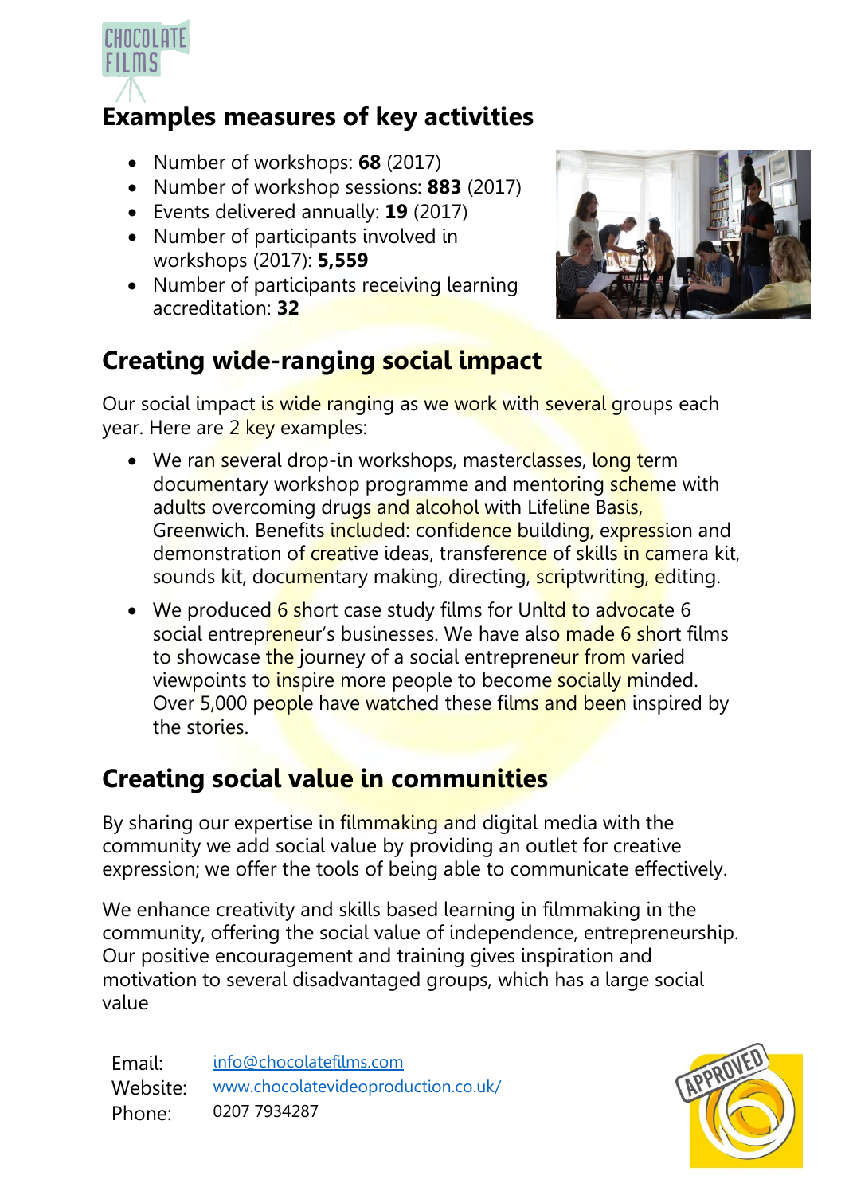## Examples measures of key activities

- Number of workshops: **68** (2017)
- Number of workshop sessions: **883** (2017)
- Events delivered annually: **19** (2017)
- Number of participants involved in workshops (2017): **5,559**
- Number of participants receiving learning accreditation: **32**

## Creating wide-ranging social impact

Our social impact is wide ranging as we work with several groups each year. Here are 2 key examples:

- We ran several drop-in workshops, masterclasses, long term documentary workshop programme and mentoring scheme with adults overcoming drugs and alcohol with Lifeline Basis, Greenwich. Benefits included: confidence building, expression and demonstration of creative ideas, transference of skills in camera kit, sounds kit, documentary making, directing, scriptwriting, editing.
- We produced 6 short case study films for Unltd to advocate 6 social entrepreneur's businesses. We have also made 6 short films to showcase the journey of a social entrepreneur from varied viewpoints to inspire more people to become socially minded. Over 5,000 people have watched these films and been inspired by the stories.

## Creating social value in communities

By sharing our expertise in filmmaking and digital media with the community we add social value by providing an outlet for creative expression; we offer the tools of being able to communicate effectively.

We enhance creativity and skills based learning in filmmaking in the community, offering the social value of independence, entrepreneurship. Our positive encouragement and training gives inspiration and motivation to several disadvantaged groups, which has a large social value

Email: info@chocolatefilms.com
Website: www.chocolatevideoproduction.co.uk/
Phone: 0207 7934287